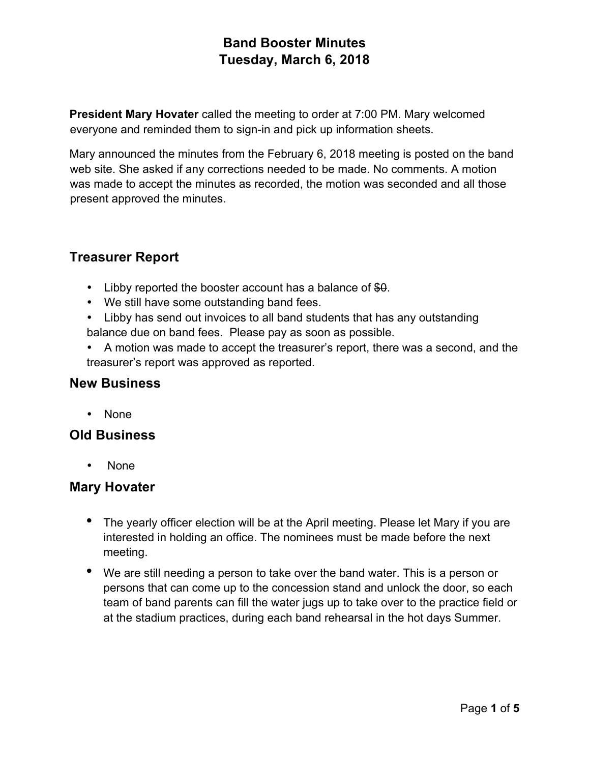# Band Booster Minutes
# Tuesday, March 6, 2018

**President Mary Hovater** called the meeting to order at 7:00 PM. Mary welcomed everyone and reminded them to sign-in and pick up information sheets.

Mary announced the minutes from the February 6, 2018 meeting is posted on the band web site. She asked if any corrections needed to be made. No comments. A motion was made to accept the minutes as recorded, the motion was seconded and all those present approved the minutes.

## Treasurer Report

- Libby reported the booster account has a balance of ~~$0~~.
- We still have some outstanding band fees.
- Libby has send out invoices to all band students that has any outstanding balance due on band fees. Please pay as soon as possible.
- A motion was made to accept the treasurer's report, there was a second, and the treasurer's report was approved as reported.

## New Business

- None

## Old Business

- None

## Mary Hovater

- The yearly officer election will be at the April meeting. Please let Mary if you are interested in holding an office. The nominees must be made before the next meeting.
- We are still needing a person to take over the band water. This is a person or persons that can come up to the concession stand and unlock the door, so each team of band parents can fill the water jugs up to take over to the practice field or at the stadium practices, during each band rehearsal in the hot days Summer.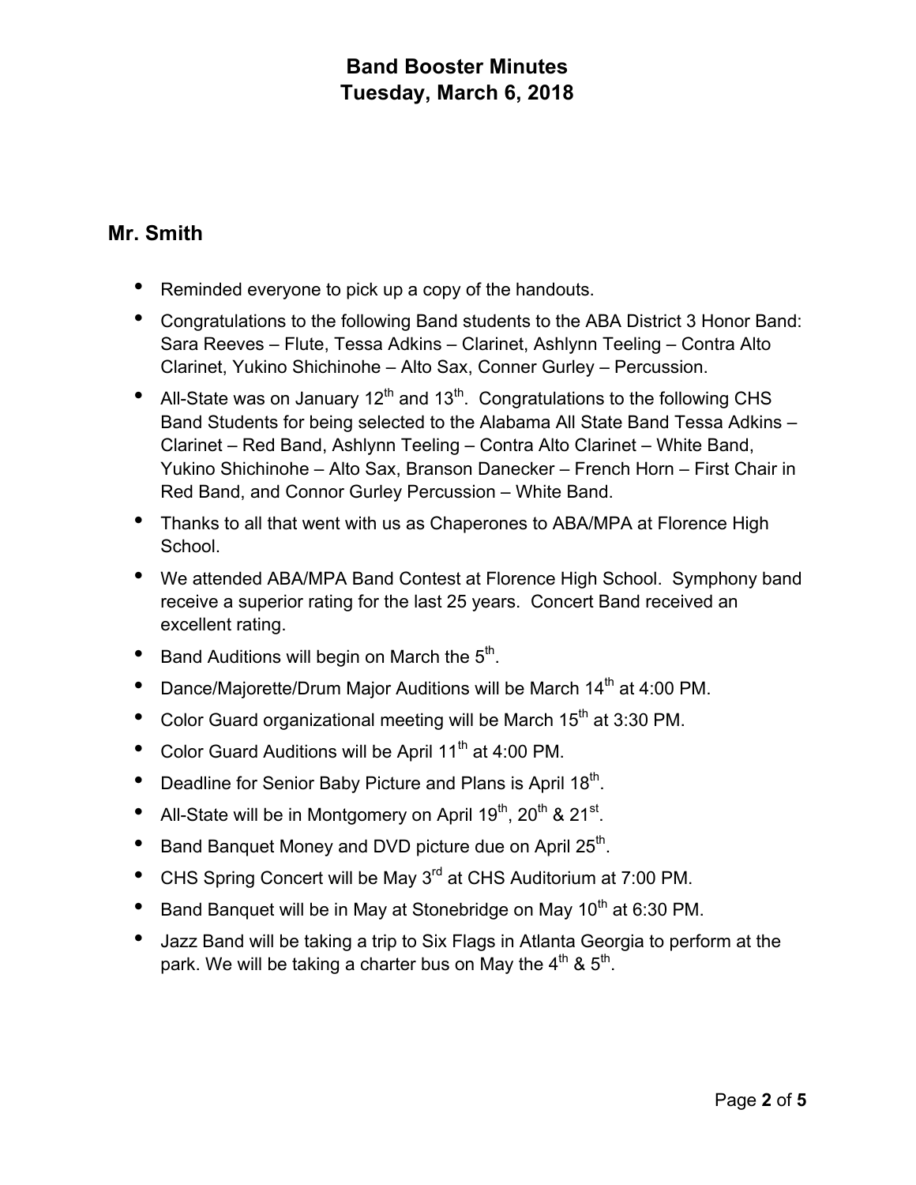# Band Booster Minutes
# Tuesday, March 6, 2018

## Mr. Smith

- Reminded everyone to pick up a copy of the handouts.
- Congratulations to the following Band students to the ABA District 3 Honor Band: Sara Reeves – Flute, Tessa Adkins – Clarinet, Ashlynn Teeling – Contra Alto Clarinet, Yukino Shichinohe – Alto Sax, Conner Gurley – Percussion.
- All-State was on January 12th and 13th. Congratulations to the following CHS Band Students for being selected to the Alabama All State Band Tessa Adkins – Clarinet – Red Band, Ashlynn Teeling – Contra Alto Clarinet – White Band, Yukino Shichinohe – Alto Sax, Branson Danecker – French Horn – First Chair in Red Band, and Connor Gurley Percussion – White Band.
- Thanks to all that went with us as Chaperones to ABA/MPA at Florence High School.
- We attended ABA/MPA Band Contest at Florence High School. Symphony band receive a superior rating for the last 25 years. Concert Band received an excellent rating.
- Band Auditions will begin on March the 5th.
- Dance/Majorette/Drum Major Auditions will be March 14th at 4:00 PM.
- Color Guard organizational meeting will be March 15th at 3:30 PM.
- Color Guard Auditions will be April 11th at 4:00 PM.
- Deadline for Senior Baby Picture and Plans is April 18th.
- All-State will be in Montgomery on April 19th, 20th & 21st.
- Band Banquet Money and DVD picture due on April 25th.
- CHS Spring Concert will be May 3rd at CHS Auditorium at 7:00 PM.
- Band Banquet will be in May at Stonebridge on May 10th at 6:30 PM.
- Jazz Band will be taking a trip to Six Flags in Atlanta Georgia to perform at the park. We will be taking a charter bus on May the 4th & 5th.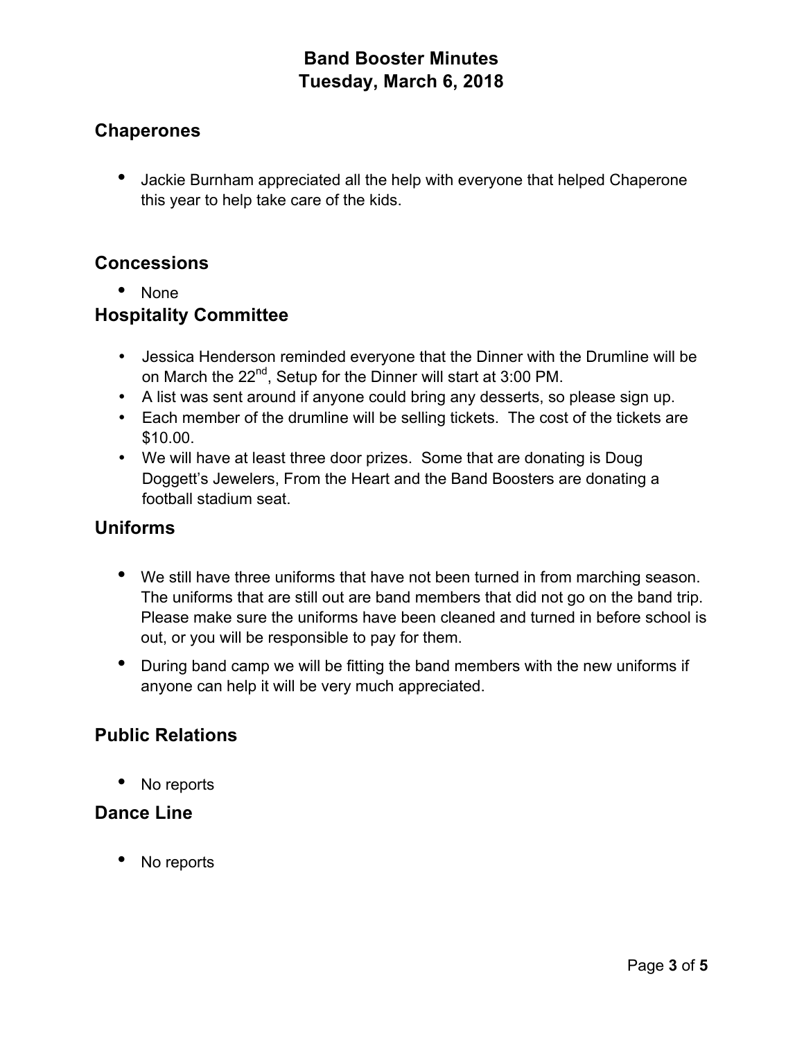# Band Booster Minutes
# Tuesday, March 6, 2018

## Chaperones

- Jackie Burnham appreciated all the help with everyone that helped Chaperone this year to help take care of the kids.

## Concessions

- None

## Hospitality Committee

- Jessica Henderson reminded everyone that the Dinner with the Drumline will be on March the 22nd, Setup for the Dinner will start at 3:00 PM.
- A list was sent around if anyone could bring any desserts, so please sign up.
- Each member of the drumline will be selling tickets. The cost of the tickets are $10.00.
- We will have at least three door prizes. Some that are donating is Doug Doggett's Jewelers, From the Heart and the Band Boosters are donating a football stadium seat.

## Uniforms

- We still have three uniforms that have not been turned in from marching season. The uniforms that are still out are band members that did not go on the band trip. Please make sure the uniforms have been cleaned and turned in before school is out, or you will be responsible to pay for them.
- During band camp we will be fitting the band members with the new uniforms if anyone can help it will be very much appreciated.

## Public Relations

- No reports

## Dance Line

- No reports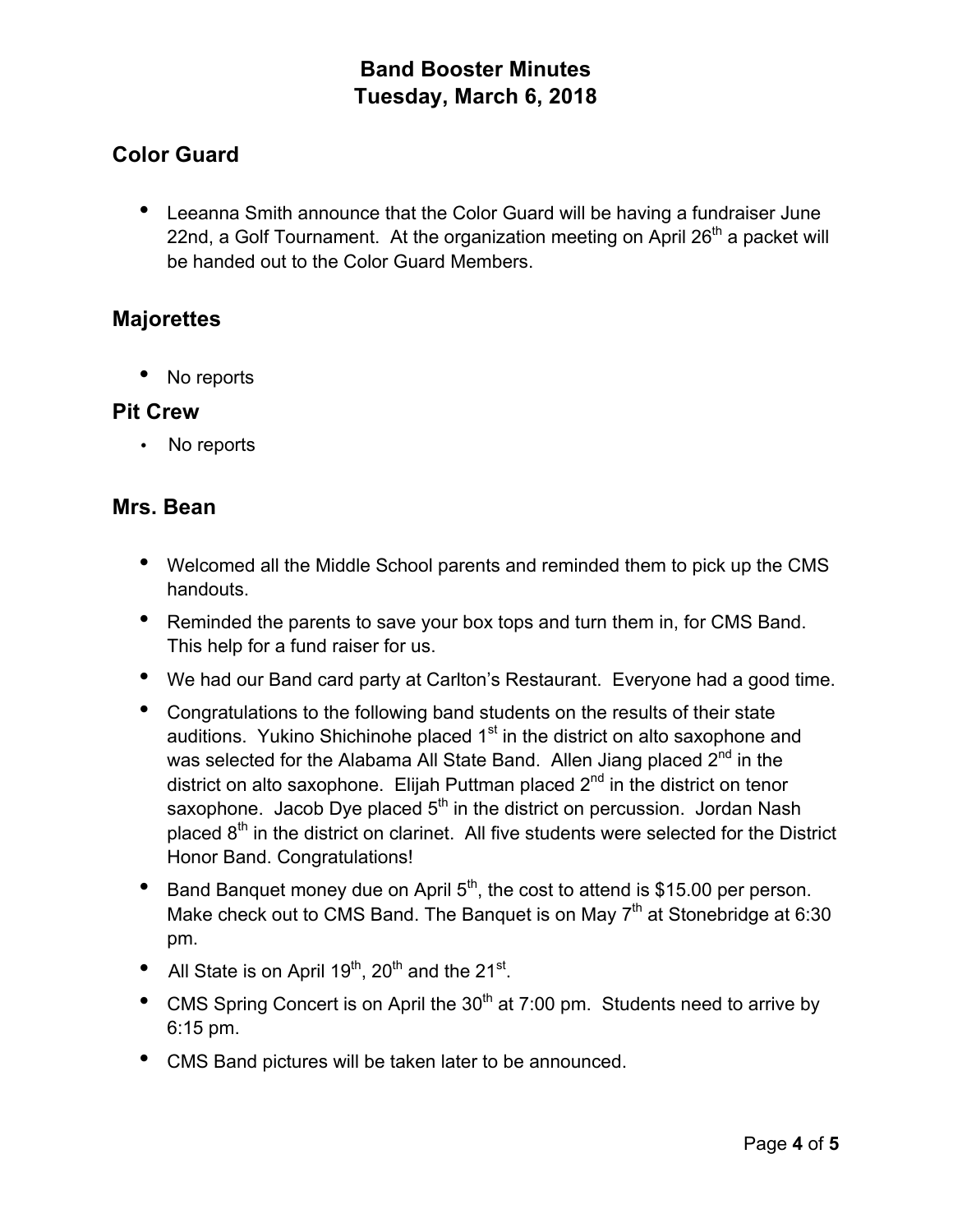# Band Booster Minutes
# Tuesday, March 6, 2018

## Color Guard

- Leeanna Smith announce that the Color Guard will be having a fundraiser June 22nd, a Golf Tournament. At the organization meeting on April 26th a packet will be handed out to the Color Guard Members.

## Majorettes

- No reports

## Pit Crew

- No reports

## Mrs. Bean

- Welcomed all the Middle School parents and reminded them to pick up the CMS handouts.
- Reminded the parents to save your box tops and turn them in, for CMS Band. This help for a fund raiser for us.
- We had our Band card party at Carlton's Restaurant. Everyone had a good time.
- Congratulations to the following band students on the results of their state auditions. Yukino Shichinohe placed 1st in the district on alto saxophone and was selected for the Alabama All State Band. Allen Jiang placed 2nd in the district on alto saxophone. Elijah Puttman placed 2nd in the district on tenor saxophone. Jacob Dye placed 5th in the district on percussion. Jordan Nash placed 8th in the district on clarinet. All five students were selected for the District Honor Band. Congratulations!
- Band Banquet money due on April 5th, the cost to attend is $15.00 per person. Make check out to CMS Band. The Banquet is on May 7th at Stonebridge at 6:30 pm.
- All State is on April 19th, 20th and the 21st.
- CMS Spring Concert is on April the 30th at 7:00 pm. Students need to arrive by 6:15 pm.
- CMS Band pictures will be taken later to be announced.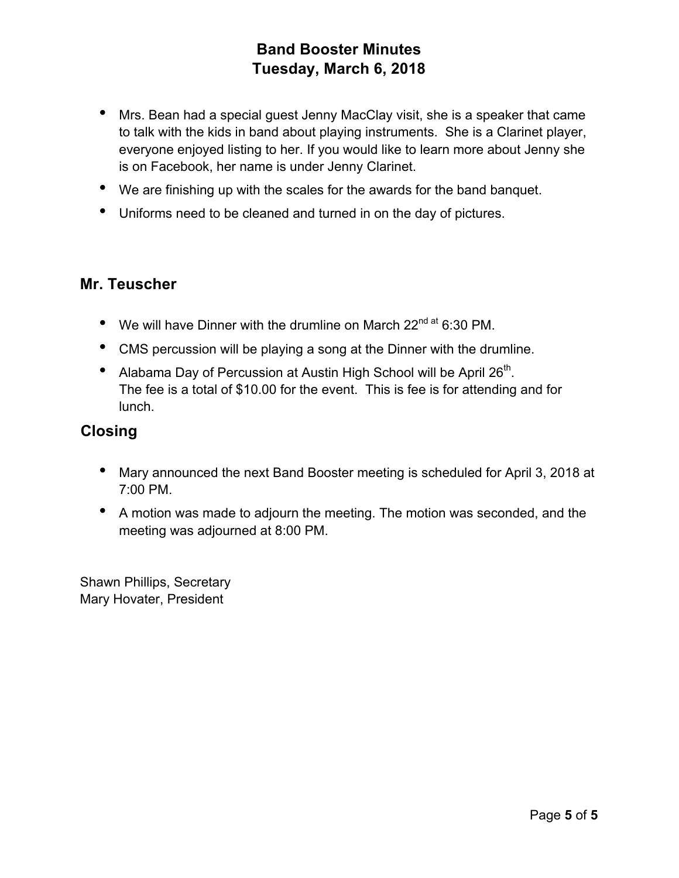- Mrs. Bean had a special guest Jenny MacClay visit, she is a speaker that came to talk with the kids in band about playing instruments. She is a Clarinet player, everyone enjoyed listing to her. If you would like to learn more about Jenny she is on Facebook, her name is under Jenny Clarinet.
- We are finishing up with the scales for the awards for the band banquet.
- Uniforms need to be cleaned and turned in on the day of pictures.

## Mr. Teuscher

- We will have Dinner with the drumline on March 22nd at 6:30 PM.
- CMS percussion will be playing a song at the Dinner with the drumline.
- Alabama Day of Percussion at Austin High School will be April 26th.
  The fee is a total of $10.00 for the event. This is fee is for attending and for lunch.

## Closing

- Mary announced the next Band Booster meeting is scheduled for April 3, 2018 at 7:00 PM.
- A motion was made to adjourn the meeting. The motion was seconded, and the meeting was adjourned at 8:00 PM.

Shawn Phillips, Secretary
Mary Hovater, President